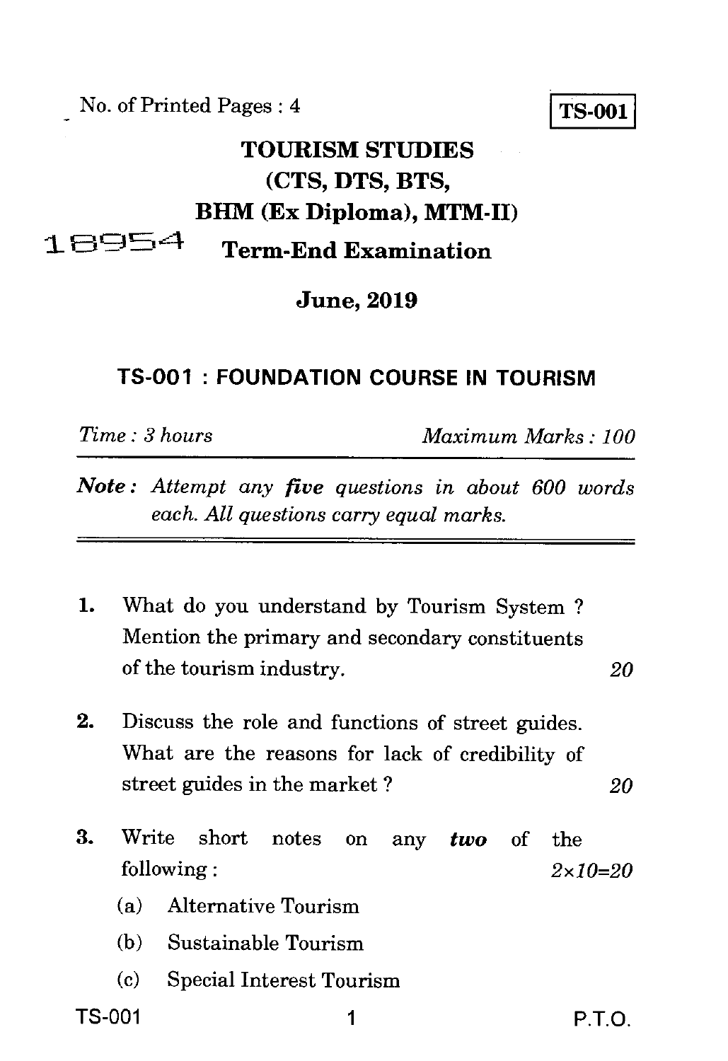No. of Printed Pages : 4

**TS-001**

# TOURISM STUDIES (CTS, DTS, BTS, BHM (Ex Diploma), MTM-II)

18954

## Term-End Examination

## June, 2019

### TS-001 : FOUNDATION COURSE IN TOURISM

*Time : 3 hours* *Maximum Marks : 100*

***Note :*** *Attempt any **five** questions in about 600 words each. All questions carry equal marks.*

---

1. What do you understand by Tourism System ? Mention the primary and secondary constituents of the tourism industry. *20*

2. Discuss the role and functions of street guides. What are the reasons for lack of credibility of street guides in the market ? *20*

3. Write short notes on any ***two*** of the following : *2×10=20*

   (a) Alternative Tourism

   (b) Sustainable Tourism

   (c) Special Interest Tourism

P.T.O.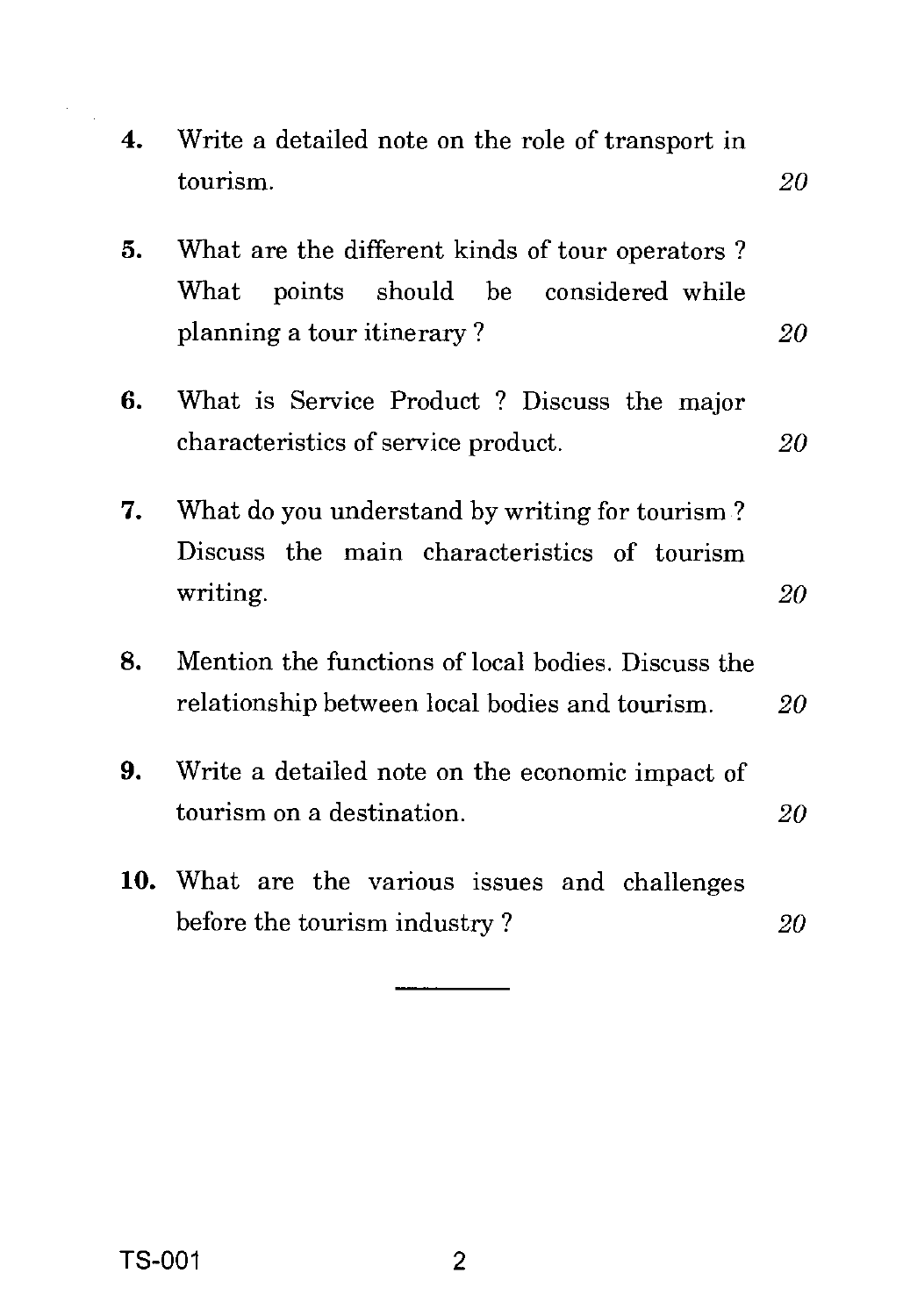4. Write a detailed note on the role of transport in tourism. 20

5. What are the different kinds of tour operators ? What points should be considered while planning a tour itinerary ? 20

6. What is Service Product ? Discuss the major characteristics of service product. 20

7. What do you understand by writing for tourism ? Discuss the main characteristics of tourism writing. 20

8. Mention the functions of local bodies. Discuss the relationship between local bodies and tourism. 20

9. Write a detailed note on the economic impact of tourism on a destination. 20

10. What are the various issues and challenges before the tourism industry ? 20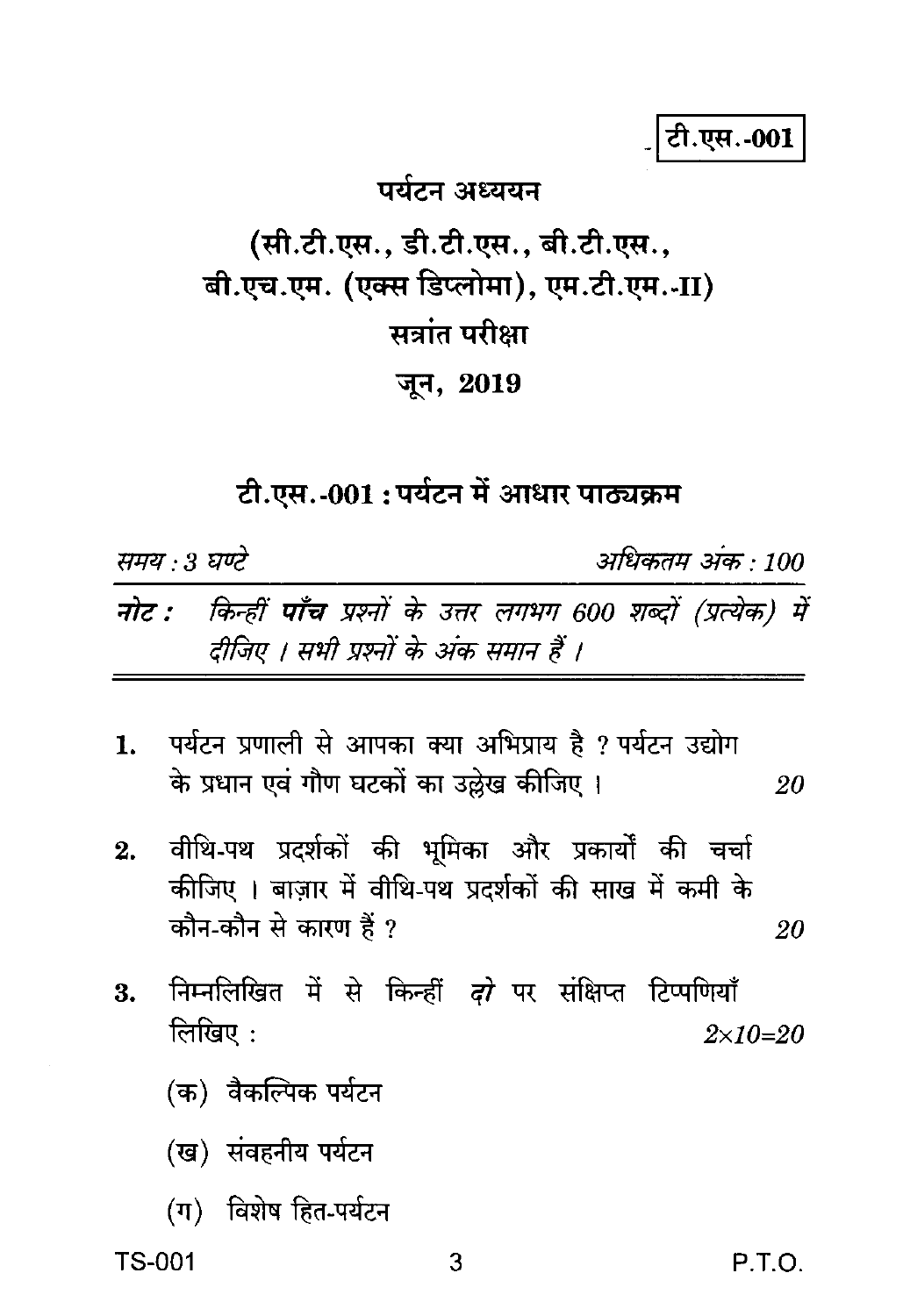टी.एस.-001

# पर्यटन अध्ययन

## (सी.टी.एस., डी.टी.एस., बी.टी.एस., बी.एच.एम. (एक्स डिप्लोमा), एम.टी.एम.-II)

## सत्रांत परीक्षा

## जून, 2019

### टी.एस.-001 : पर्यटन में आधार पाठ्यक्रम

*समय : 3 घण्टे* | *अधिकतम अंक : 100*

***नोट :*** *किन्हीं **पाँच** प्रश्नों के उत्तर लगभग 600 शब्दों (प्रत्येक) में दीजिए । सभी प्रश्नों के अंक समान हैं ।*

1. पर्यटन प्रणाली से आपका क्या अभिप्राय है ? पर्यटन उद्योग के प्रधान एवं गौण घटकों का उल्लेख कीजिए । 20

2. वीथि-पथ प्रदर्शकों की भूमिका और प्रकार्यों की चर्चा कीजिए । बाज़ार में वीथि-पथ प्रदर्शकों की साख में कमी के कौन-कौन से कारण हैं ? 20

3. निम्नलिखित में से किन्हीं *दो* पर संक्षिप्त टिप्पणियाँ लिखिए : $2 \times 10 = 20$

   (क) वैकल्पिक पर्यटन

   (ख) संवहनीय पर्यटन

   (ग) विशेष हित-पर्यटन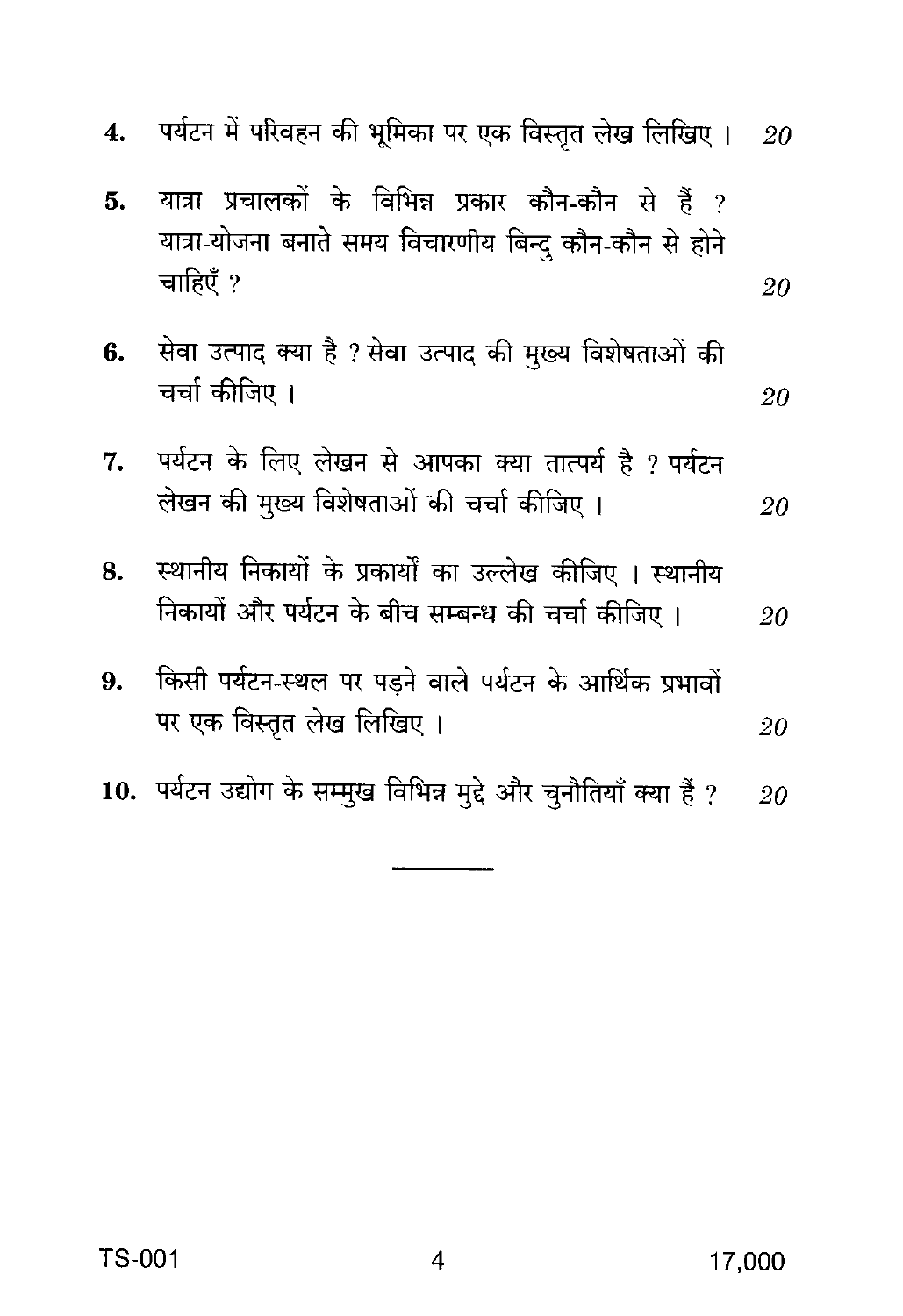4. पर्यटन में परिवहन की भूमिका पर एक विस्तृत लेख लिखिए । 20

5. यात्रा प्रचालकों के विभिन्न प्रकार कौन-कौन से हैं ? यात्रा-योजना बनाते समय विचारणीय बिन्दु कौन-कौन से होने चाहिएँ ? 20

6. सेवा उत्पाद क्या है ? सेवा उत्पाद की मुख्य विशेषताओं की चर्चा कीजिए । 20

7. पर्यटन के लिए लेखन से आपका क्या तात्पर्य है ? पर्यटन लेखन की मुख्य विशेषताओं की चर्चा कीजिए । 20

8. स्थानीय निकायों के प्रकार्यों का उल्लेख कीजिए । स्थानीय निकायों और पर्यटन के बीच सम्बन्ध की चर्चा कीजिए । 20

9. किसी पर्यटन-स्थल पर पड़ने वाले पर्यटन के आर्थिक प्रभावों पर एक विस्तृत लेख लिखिए । 20

10. पर्यटन उद्योग के सम्मुख विभिन्न मुद्दे और चुनौतियाँ क्या हैं ? 20

---